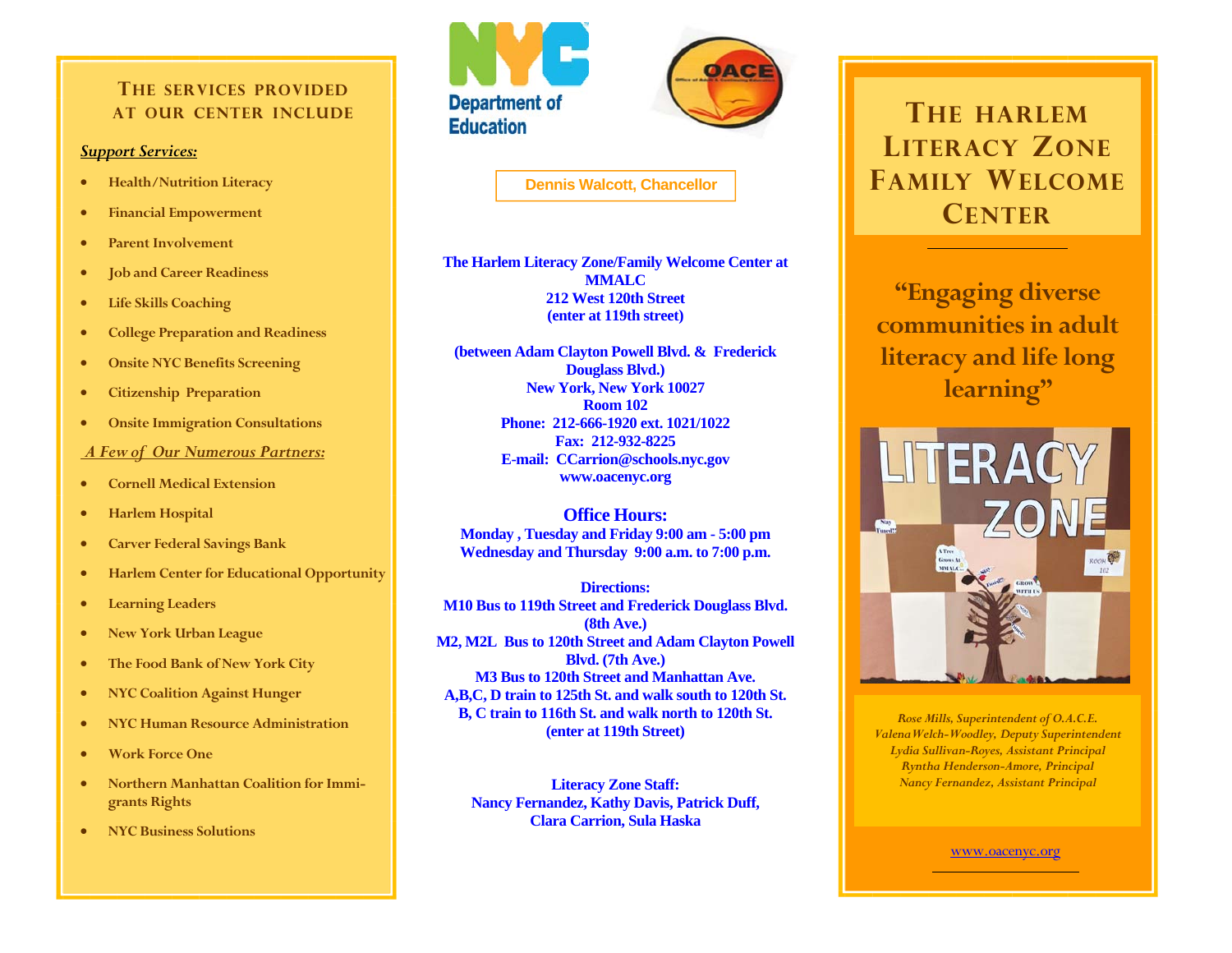## The services provided at our center include

***Support Services:***

- Health/Nutrition Literacy
- Financial Empowerment
- Parent Involvement
- Job and Career Readiness
- Life Skills Coaching
- College Preparation and Readiness
- Onsite NYC Benefits Screening
- Citizenship Preparation
- Onsite Immigration Consultations

***A Few of Our Numerous Partners:***

- Cornell Medical Extension
- Harlem Hospital
- Carver Federal Savings Bank
- Harlem Center for Educational Opportunity
- Learning Leaders
- New York Urban League
- The Food Bank of New York City
- NYC Coalition Against Hunger
- NYC Human Resource Administration
- Work Force One
- Northern Manhattan Coalition for Immigrants Rights
- NYC Business Solutions

NYC Department of Education

OACE

**Dennis Walcott, Chancellor**

**The Harlem Literacy Zone/Family Welcome Center at MMALC**
**212 West 120th Street**
**(enter at 119th street)**

**(between Adam Clayton Powell Blvd. & Frederick Douglass Blvd.)**
**New York, New York 10027**
**Room 102**
**Phone: 212-666-1920 ext. 1021/1022**
**Fax: 212-932-8225**
**E-mail: CCarrion@schools.nyc.gov**
**www.oacenyc.org**

### Office Hours:

**Monday , Tuesday and Friday 9:00 am - 5:00 pm**
**Wednesday and Thursday 9:00 a.m. to 7:00 p.m.**

**Directions:**
**M10 Bus to 119th Street and Frederick Douglass Blvd. (8th Ave.)**
**M2, M2L Bus to 120th Street and Adam Clayton Powell Blvd. (7th Ave.)**
**M3 Bus to 120th Street and Manhattan Ave.**
**A,B,C, D train to 125th St. and walk south to 120th St.**
**B, C train to 116th St. and walk north to 120th St.**
**(enter at 119th Street)**

**Literacy Zone Staff:**
**Nancy Fernandez, Kathy Davis, Patrick Duff, Clara Carrion, Sula Haska**

# The Harlem Literacy Zone Family Welcome Center

## "Engaging diverse communities in adult literacy and life long learning"

*Rose Mills, Superintendent of O.A.C.E.*
*Valena Welch-Woodley, Deputy Superintendent*
*Lydia Sullivan-Royes, Assistant Principal*
*Ryntha Henderson-Amore, Principal*
*Nancy Fernandez, Assistant Principal*

www.oacenyc.org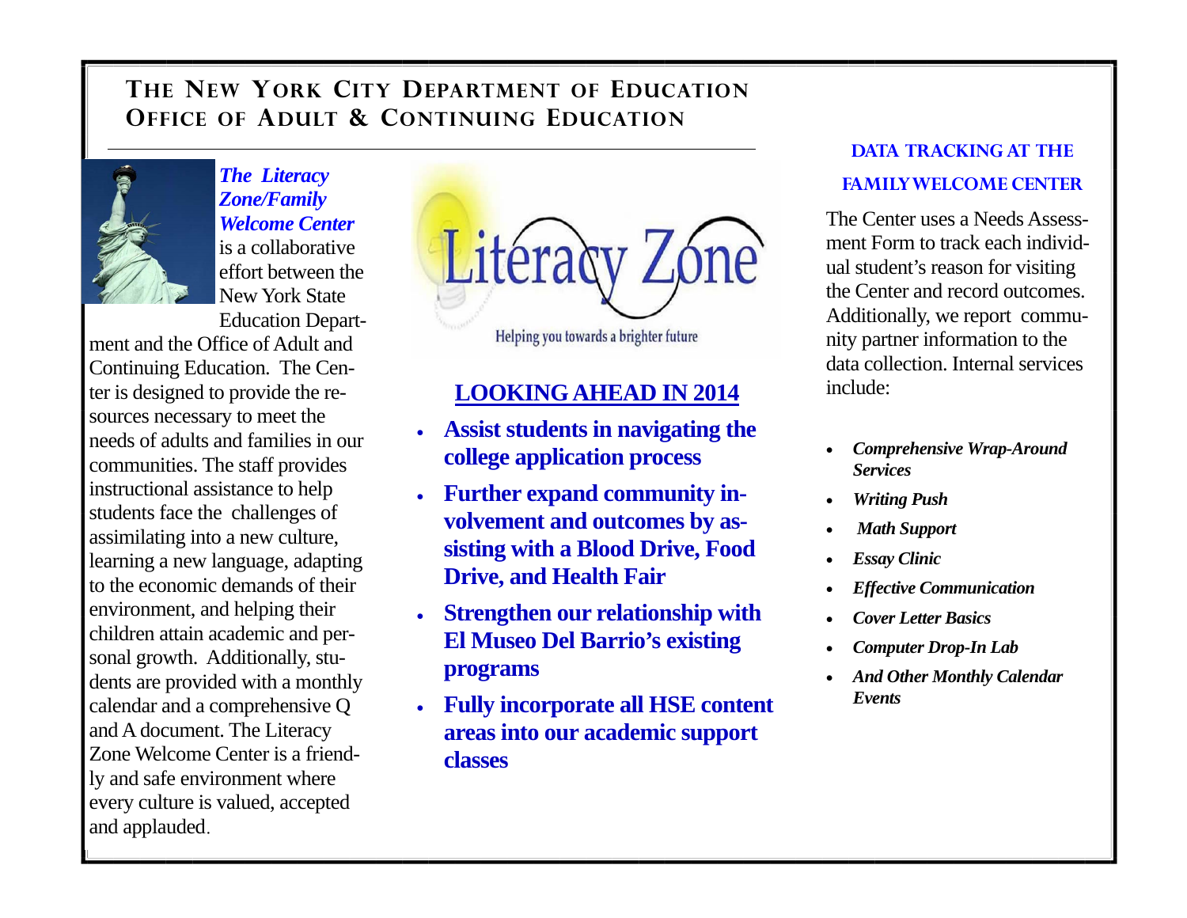# The New York City Department of Education
# Office of Adult & Continuing Education

***The Literacy Zone/Family Welcome Center*** is a collaborative effort between the New York State Education Department and the Office of Adult and Continuing Education. The Center is designed to provide the resources necessary to meet the needs of adults and families in our communities. The staff provides instructional assistance to help students face the challenges of assimilating into a new culture, learning a new language, adapting to the economic demands of their environment, and helping their children attain academic and personal growth. Additionally, students are provided with a monthly calendar and a comprehensive Q and A document. The Literacy Zone Welcome Center is a friendly and safe environment where every culture is valued, accepted and applauded.

Literacy Zone

Helping you towards a brighter future

## LOOKING AHEAD IN 2014

- **Assist students in navigating the college application process**
- **Further expand community involvement and outcomes by assisting with a Blood Drive, Food Drive, and Health Fair**
- **Strengthen our relationship with El Museo Del Barrio's existing programs**
- **Fully incorporate all HSE content areas into our academic support classes**

## DATA TRACKING AT THE FAMILY WELCOME CENTER

The Center uses a Needs Assessment Form to track each individual student's reason for visiting the Center and record outcomes. Additionally, we report community partner information to the data collection. Internal services include:

- ***Comprehensive Wrap-Around Services***
- ***Writing Push***
- ***Math Support***
- ***Essay Clinic***
- ***Effective Communication***
- ***Cover Letter Basics***
- ***Computer Drop-In Lab***
- ***And Other Monthly Calendar Events***